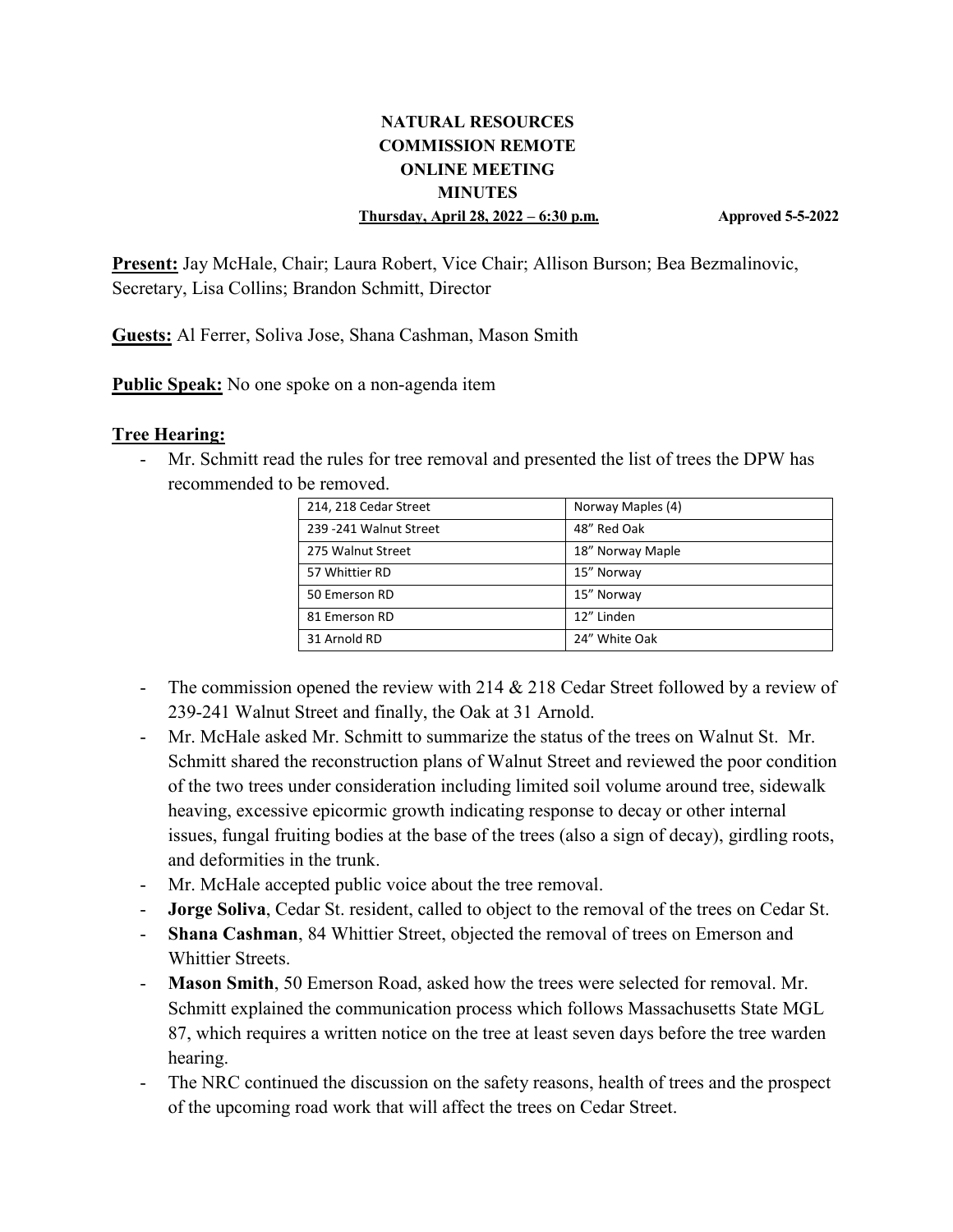# NATURAL RESOURCES COMMISSION REMOTE ONLINE MEETING MINUTES

**Thursday, April 28, 2022 – 6:30 p.m.** Approved 5-5-2022

**Present:** Jay McHale, Chair; Laura Robert, Vice Chair; Allison Burson; Bea Bezmalinovic, Secretary, Lisa Collins; Brandon Schmitt, Director

**Guests:** Al Ferrer, Soliva Jose, Shana Cashman, Mason Smith

**Public Speak:** No one spoke on a non-agenda item

**Tree Hearing:**

- Mr. Schmitt read the rules for tree removal and presented the list of trees the DPW has recommended to be removed.

| 214, 218 Cedar Street | Norway Maples (4) |
|---|---|
| 239 -241 Walnut Street | 48" Red Oak |
| 275 Walnut Street | 18" Norway Maple |
| 57 Whittier RD | 15" Norway |
| 50 Emerson RD | 15" Norway |
| 81 Emerson RD | 12" Linden |
| 31 Arnold RD | 24" White Oak |

- The commission opened the review with 214 & 218 Cedar Street followed by a review of 239-241 Walnut Street and finally, the Oak at 31 Arnold.
- Mr. McHale asked Mr. Schmitt to summarize the status of the trees on Walnut St. Mr. Schmitt shared the reconstruction plans of Walnut Street and reviewed the poor condition of the two trees under consideration including limited soil volume around tree, sidewalk heaving, excessive epicormic growth indicating response to decay or other internal issues, fungal fruiting bodies at the base of the trees (also a sign of decay), girdling roots, and deformities in the trunk.
- Mr. McHale accepted public voice about the tree removal.
- **Jorge Soliva**, Cedar St. resident, called to object to the removal of the trees on Cedar St.
- **Shana Cashman**, 84 Whittier Street, objected the removal of trees on Emerson and Whittier Streets.
- **Mason Smith**, 50 Emerson Road, asked how the trees were selected for removal. Mr. Schmitt explained the communication process which follows Massachusetts State MGL 87, which requires a written notice on the tree at least seven days before the tree warden hearing.
- The NRC continued the discussion on the safety reasons, health of trees and the prospect of the upcoming road work that will affect the trees on Cedar Street.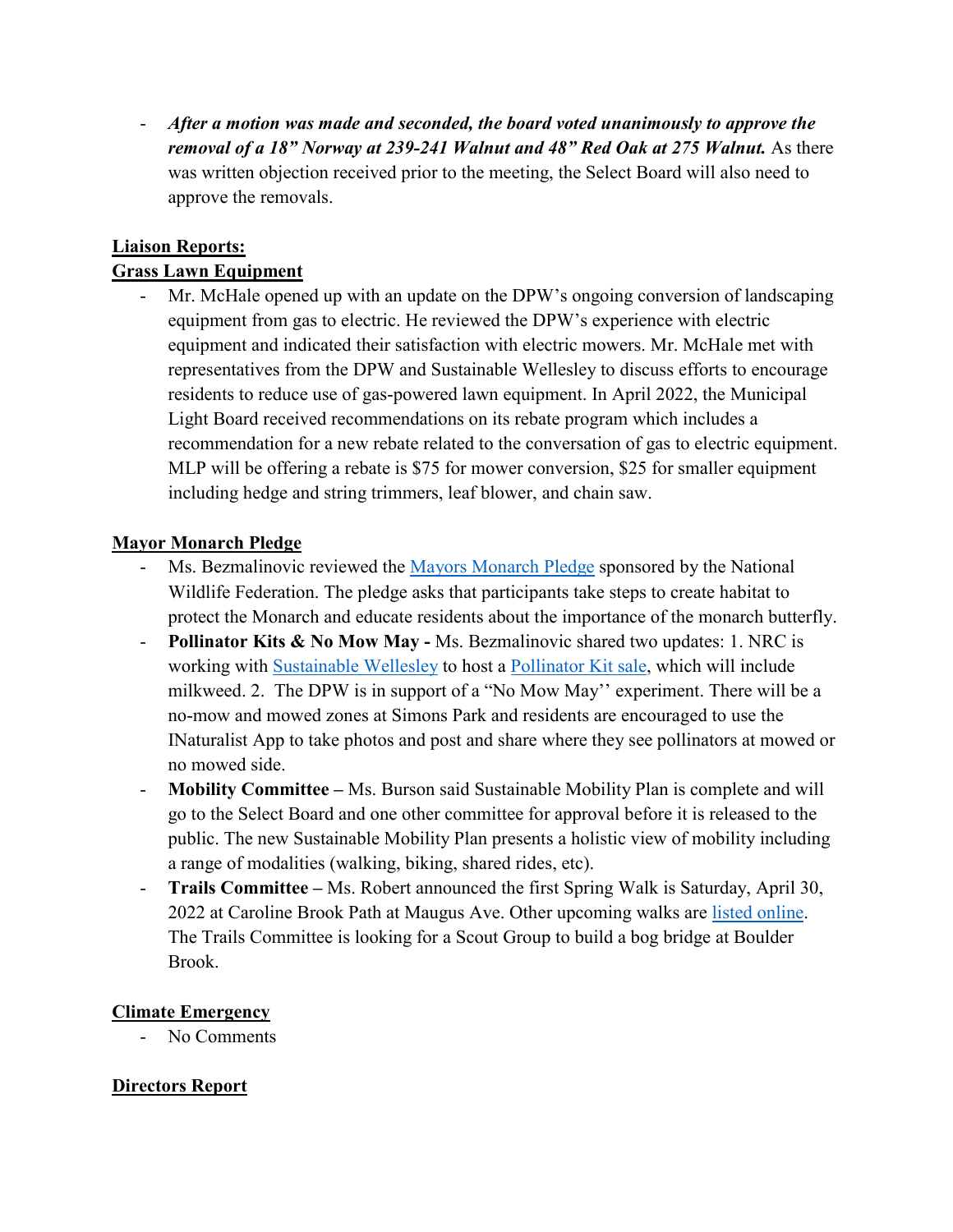- ***After a motion was made and seconded, the board voted unanimously to approve the removal of a 18" Norway at 239-241 Walnut and 48" Red Oak at 275 Walnut.*** As there was written objection received prior to the meeting, the Select Board will also need to approve the removals.

**Liaison Reports:**

**Grass Lawn Equipment**

- Mr. McHale opened up with an update on the DPW's ongoing conversion of landscaping equipment from gas to electric. He reviewed the DPW's experience with electric equipment and indicated their satisfaction with electric mowers. Mr. McHale met with representatives from the DPW and Sustainable Wellesley to discuss efforts to encourage residents to reduce use of gas-powered lawn equipment. In April 2022, the Municipal Light Board received recommendations on its rebate program which includes a recommendation for a new rebate related to the conversation of gas to electric equipment. MLP will be offering a rebate is $75 for mower conversion, $25 for smaller equipment including hedge and string trimmers, leaf blower, and chain saw.

**Mayor Monarch Pledge**

- Ms. Bezmalinovic reviewed the Mayors Monarch Pledge sponsored by the National Wildlife Federation. The pledge asks that participants take steps to create habitat to protect the Monarch and educate residents about the importance of the monarch butterfly.
- **Pollinator Kits & No Mow May -** Ms. Bezmalinovic shared two updates: 1. NRC is working with Sustainable Wellesley to host a Pollinator Kit sale, which will include milkweed. 2. The DPW is in support of a "No Mow May'' experiment. There will be a no-mow and mowed zones at Simons Park and residents are encouraged to use the INaturalist App to take photos and post and share where they see pollinators at mowed or no mowed side.
- **Mobility Committee –** Ms. Burson said Sustainable Mobility Plan is complete and will go to the Select Board and one other committee for approval before it is released to the public. The new Sustainable Mobility Plan presents a holistic view of mobility including a range of modalities (walking, biking, shared rides, etc).
- **Trails Committee –** Ms. Robert announced the first Spring Walk is Saturday, April 30, 2022 at Caroline Brook Path at Maugus Ave. Other upcoming walks are listed online. The Trails Committee is looking for a Scout Group to build a bog bridge at Boulder Brook.

**Climate Emergency**

- No Comments

**Directors Report**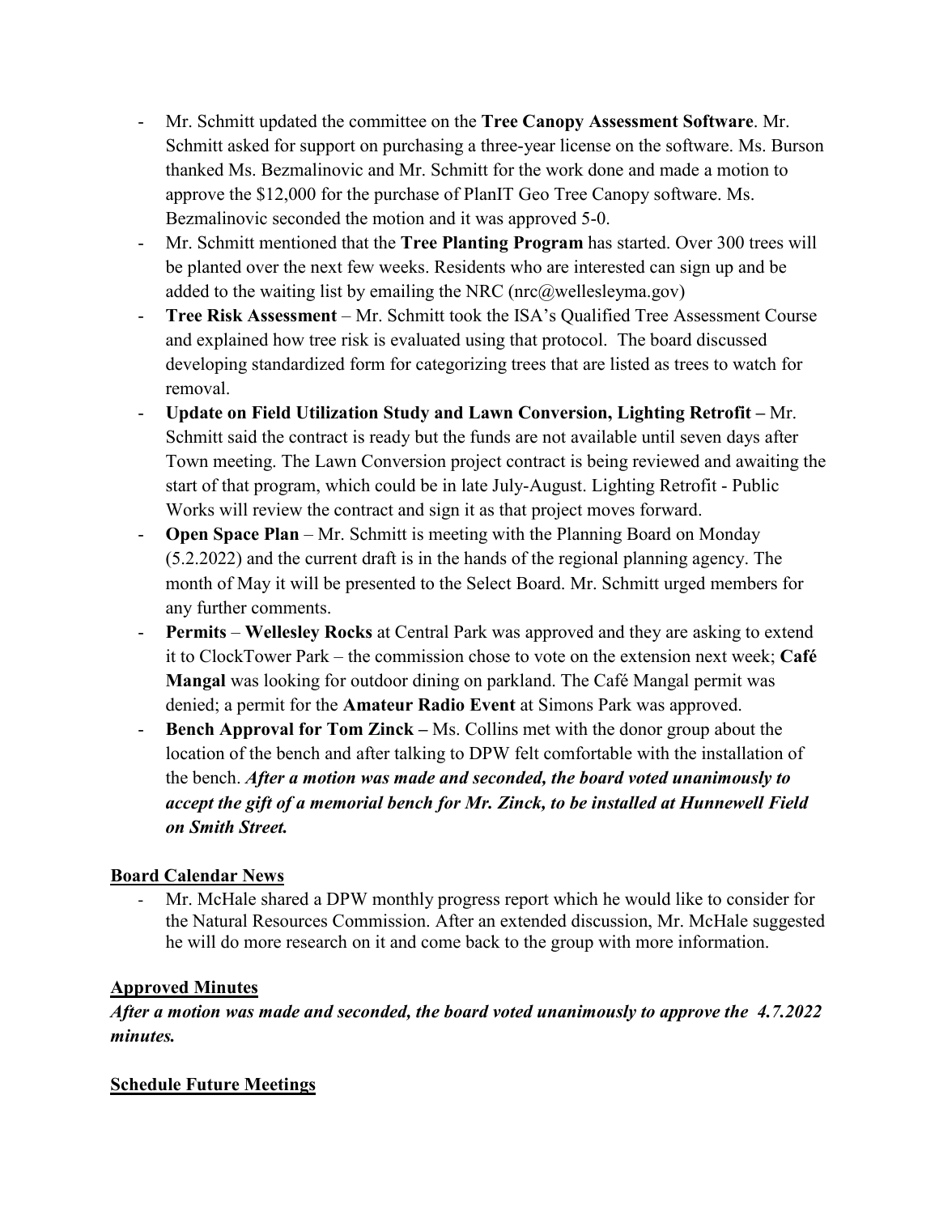- Mr. Schmitt updated the committee on the **Tree Canopy Assessment Software**. Mr. Schmitt asked for support on purchasing a three-year license on the software. Ms. Burson thanked Ms. Bezmalinovic and Mr. Schmitt for the work done and made a motion to approve the $12,000 for the purchase of PlanIT Geo Tree Canopy software. Ms. Bezmalinovic seconded the motion and it was approved 5-0.
- Mr. Schmitt mentioned that the **Tree Planting Program** has started. Over 300 trees will be planted over the next few weeks. Residents who are interested can sign up and be added to the waiting list by emailing the NRC (nrc@wellesleyma.gov)
- **Tree Risk Assessment** – Mr. Schmitt took the ISA's Qualified Tree Assessment Course and explained how tree risk is evaluated using that protocol. The board discussed developing standardized form for categorizing trees that are listed as trees to watch for removal.
- **Update on Field Utilization Study and Lawn Conversion, Lighting Retrofit –** Mr. Schmitt said the contract is ready but the funds are not available until seven days after Town meeting. The Lawn Conversion project contract is being reviewed and awaiting the start of that program, which could be in late July-August. Lighting Retrofit - Public Works will review the contract and sign it as that project moves forward.
- **Open Space Plan** – Mr. Schmitt is meeting with the Planning Board on Monday (5.2.2022) and the current draft is in the hands of the regional planning agency. The month of May it will be presented to the Select Board. Mr. Schmitt urged members for any further comments.
- **Permits** – **Wellesley Rocks** at Central Park was approved and they are asking to extend it to ClockTower Park – the commission chose to vote on the extension next week; **Café Mangal** was looking for outdoor dining on parkland. The Café Mangal permit was denied; a permit for the **Amateur Radio Event** at Simons Park was approved.
- **Bench Approval for Tom Zinck –** Ms. Collins met with the donor group about the location of the bench and after talking to DPW felt comfortable with the installation of the bench. ***After a motion was made and seconded, the board voted unanimously to accept the gift of a memorial bench for Mr. Zinck, to be installed at Hunnewell Field on Smith Street.***

**Board Calendar News**

- Mr. McHale shared a DPW monthly progress report which he would like to consider for the Natural Resources Commission. After an extended discussion, Mr. McHale suggested he will do more research on it and come back to the group with more information.

**Approved Minutes**

***After a motion was made and seconded, the board voted unanimously to approve the 4.7.2022 minutes.***

**Schedule Future Meetings**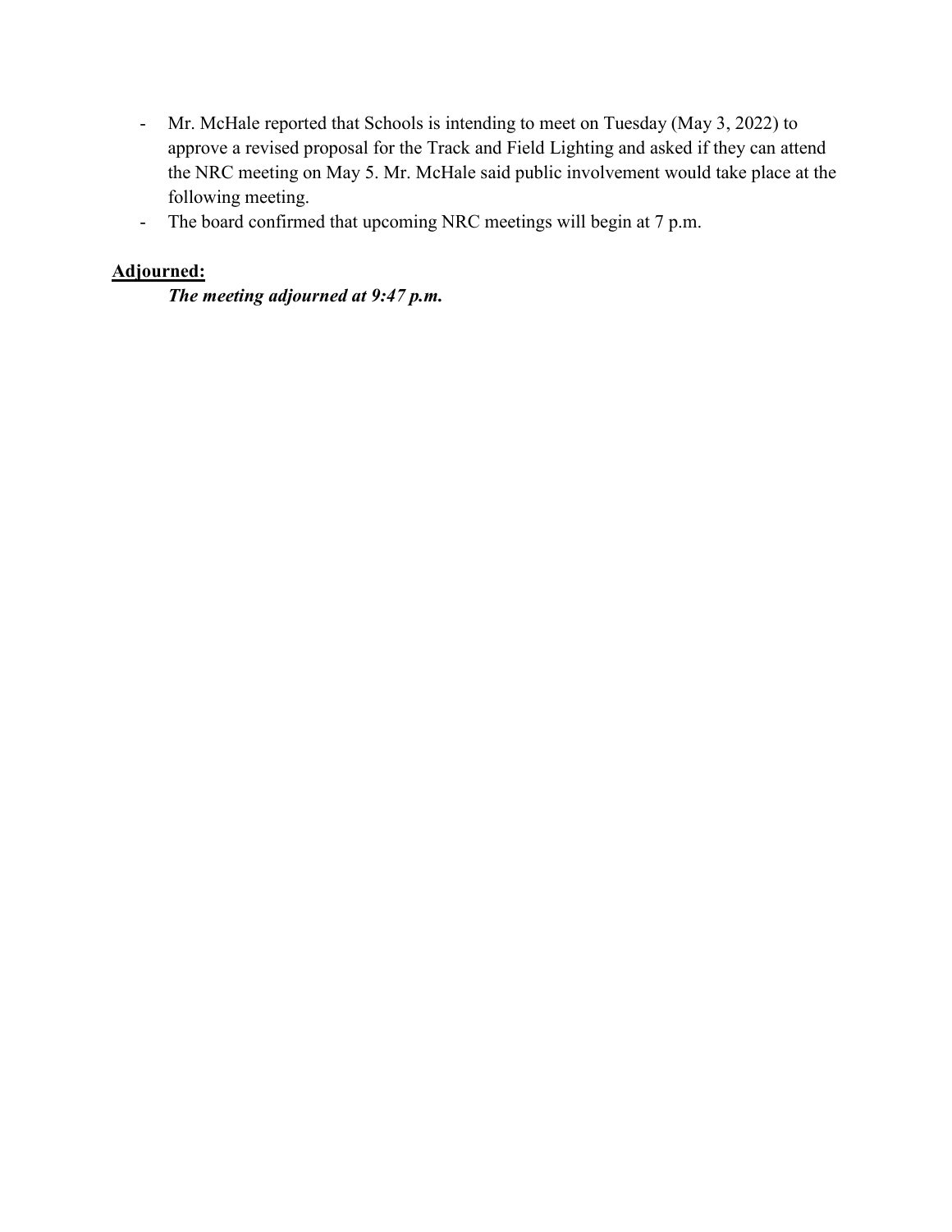- Mr. McHale reported that Schools is intending to meet on Tuesday (May 3, 2022) to approve a revised proposal for the Track and Field Lighting and asked if they can attend the NRC meeting on May 5. Mr. McHale said public involvement would take place at the following meeting.
- The board confirmed that upcoming NRC meetings will begin at 7 p.m.

**Adjourned:**

***The meeting adjourned at 9:47 p.m.***